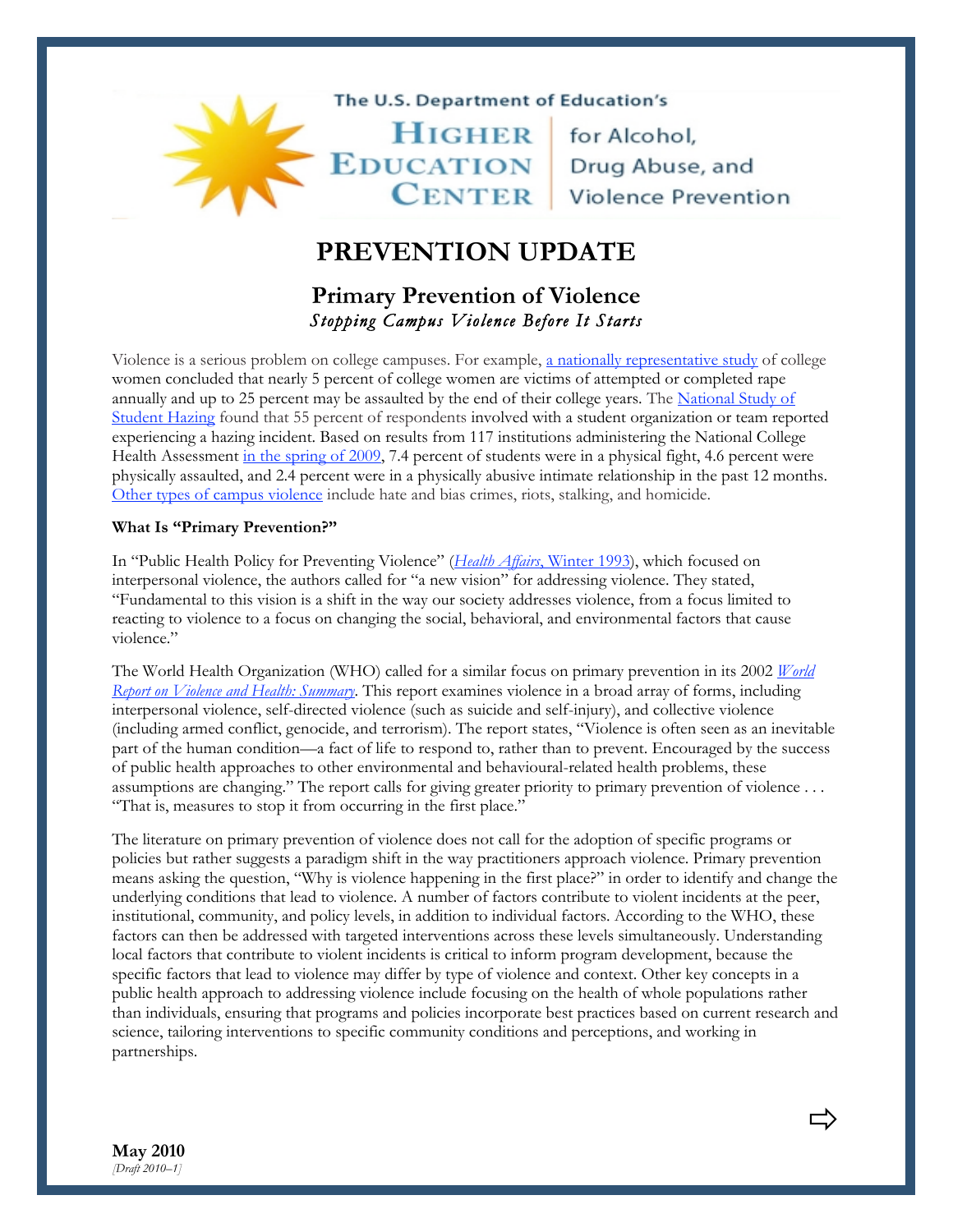The U.S. Department of Education's

**Higher Education Center** for Alcohol, Drug Abuse, and Violence Prevention

# PREVENTION UPDATE

## Primary Prevention of Violence

*Stopping Campus Violence Before It Starts*

Violence is a serious problem on college campuses. For example, a nationally representative study of college women concluded that nearly 5 percent of college women are victims of attempted or completed rape annually and up to 25 percent may be assaulted by the end of their college years. The National Study of Student Hazing found that 55 percent of respondents involved with a student organization or team reported experiencing a hazing incident. Based on results from 117 institutions administering the National College Health Assessment in the spring of 2009, 7.4 percent of students were in a physical fight, 4.6 percent were physically assaulted, and 2.4 percent were in a physically abusive intimate relationship in the past 12 months. Other types of campus violence include hate and bias crimes, riots, stalking, and homicide.

**What Is "Primary Prevention?"**

In "Public Health Policy for Preventing Violence" (*Health Affairs*, Winter 1993), which focused on interpersonal violence, the authors called for "a new vision" for addressing violence. They stated, "Fundamental to this vision is a shift in the way our society addresses violence, from a focus limited to reacting to violence to a focus on changing the social, behavioral, and environmental factors that cause violence."

The World Health Organization (WHO) called for a similar focus on primary prevention in its 2002 *World Report on Violence and Health: Summary*. This report examines violence in a broad array of forms, including interpersonal violence, self-directed violence (such as suicide and self-injury), and collective violence (including armed conflict, genocide, and terrorism). The report states, "Violence is often seen as an inevitable part of the human condition—a fact of life to respond to, rather than to prevent. Encouraged by the success of public health approaches to other environmental and behavioural-related health problems, these assumptions are changing." The report calls for giving greater priority to primary prevention of violence . . . "That is, measures to stop it from occurring in the first place."

The literature on primary prevention of violence does not call for the adoption of specific programs or policies but rather suggests a paradigm shift in the way practitioners approach violence. Primary prevention means asking the question, "Why is violence happening in the first place?" in order to identify and change the underlying conditions that lead to violence. A number of factors contribute to violent incidents at the peer, institutional, community, and policy levels, in addition to individual factors. According to the WHO, these factors can then be addressed with targeted interventions across these levels simultaneously. Understanding local factors that contribute to violent incidents is critical to inform program development, because the specific factors that lead to violence may differ by type of violence and context. Other key concepts in a public health approach to addressing violence include focusing on the health of whole populations rather than individuals, ensuring that programs and policies incorporate best practices based on current research and science, tailoring interventions to specific community conditions and perceptions, and working in partnerships.

**May 2010**
*[Draft 2010–1]*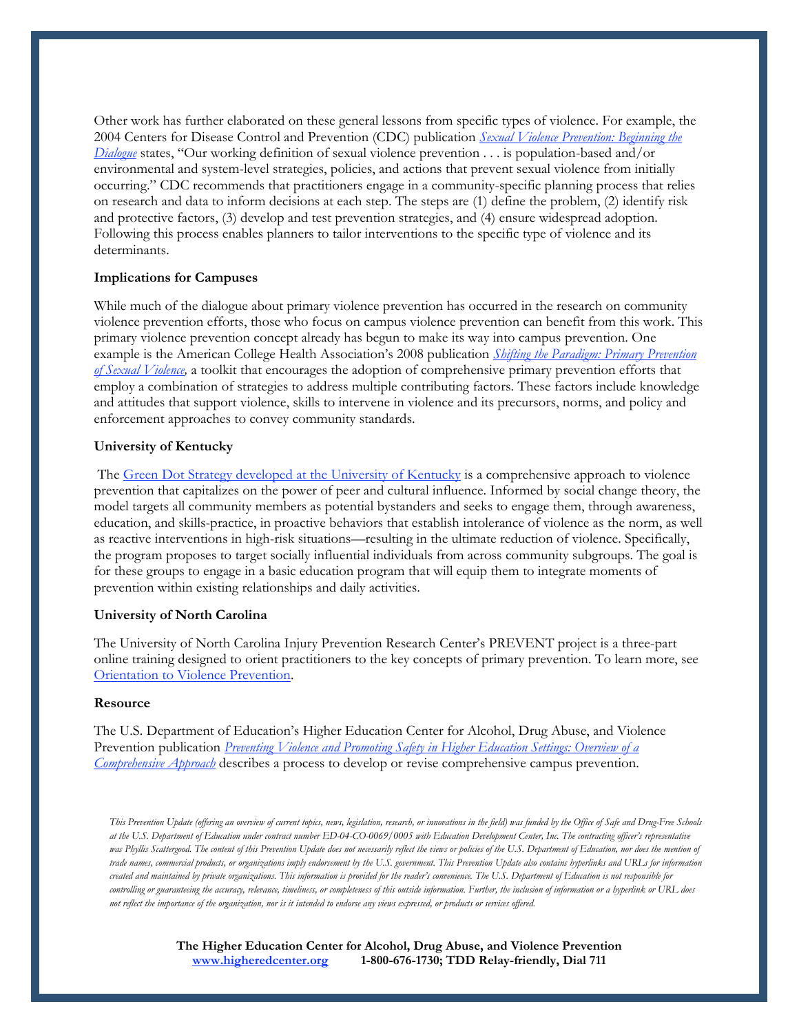Other work has further elaborated on these general lessons from specific types of violence. For example, the 2004 Centers for Disease Control and Prevention (CDC) publication *Sexual Violence Prevention: Beginning the Dialogue* states, “Our working definition of sexual violence prevention . . . is population-based and/or environmental and system-level strategies, policies, and actions that prevent sexual violence from initially occurring.” CDC recommends that practitioners engage in a community-specific planning process that relies on research and data to inform decisions at each step. The steps are (1) define the problem, (2) identify risk and protective factors, (3) develop and test prevention strategies, and (4) ensure widespread adoption. Following this process enables planners to tailor interventions to the specific type of violence and its determinants.

**Implications for Campuses**

While much of the dialogue about primary violence prevention has occurred in the research on community violence prevention efforts, those who focus on campus violence prevention can benefit from this work. This primary violence prevention concept already has begun to make its way into campus prevention. One example is the American College Health Association’s 2008 publication *Shifting the Paradigm: Primary Prevention of Sexual Violence,* a toolkit that encourages the adoption of comprehensive primary prevention efforts that employ a combination of strategies to address multiple contributing factors. These factors include knowledge and attitudes that support violence, skills to intervene in violence and its precursors, norms, and policy and enforcement approaches to convey community standards.

**University of Kentucky**

The Green Dot Strategy developed at the University of Kentucky is a comprehensive approach to violence prevention that capitalizes on the power of peer and cultural influence. Informed by social change theory, the model targets all community members as potential bystanders and seeks to engage them, through awareness, education, and skills-practice, in proactive behaviors that establish intolerance of violence as the norm, as well as reactive interventions in high-risk situations—resulting in the ultimate reduction of violence. Specifically, the program proposes to target socially influential individuals from across community subgroups. The goal is for these groups to engage in a basic education program that will equip them to integrate moments of prevention within existing relationships and daily activities.

**University of North Carolina**

The University of North Carolina Injury Prevention Research Center’s PREVENT project is a three-part online training designed to orient practitioners to the key concepts of primary prevention. To learn more, see Orientation to Violence Prevention.

**Resource**

The U.S. Department of Education’s Higher Education Center for Alcohol, Drug Abuse, and Violence Prevention publication *Preventing Violence and Promoting Safety in Higher Education Settings: Overview of a Comprehensive Approach* describes a process to develop or revise comprehensive campus prevention.

*This Prevention Update (offering an overview of current topics, news, legislation, research, or innovations in the field) was funded by the Office of Safe and Drug-Free Schools at the U.S. Department of Education under contract number ED-04-CO-0069/0005 with Education Development Center, Inc. The contracting officer's representative was Phyllis Scattergood. The content of this Prevention Update does not necessarily reflect the views or policies of the U.S. Department of Education, nor does the mention of trade names, commercial products, or organizations imply endorsement by the U.S. government. This Prevention Update also contains hyperlinks and URLs for information created and maintained by private organizations. This information is provided for the reader's convenience. The U.S. Department of Education is not responsible for controlling or guaranteeing the accuracy, relevance, timeliness, or completeness of this outside information. Further, the inclusion of information or a hyperlink or URL does not reflect the importance of the organization, nor is it intended to endorse any views expressed, or products or services offered.*

**The Higher Education Center for Alcohol, Drug Abuse, and Violence Prevention**
**www.higheredcenter.org 1-800-676-1730; TDD Relay-friendly, Dial 711**